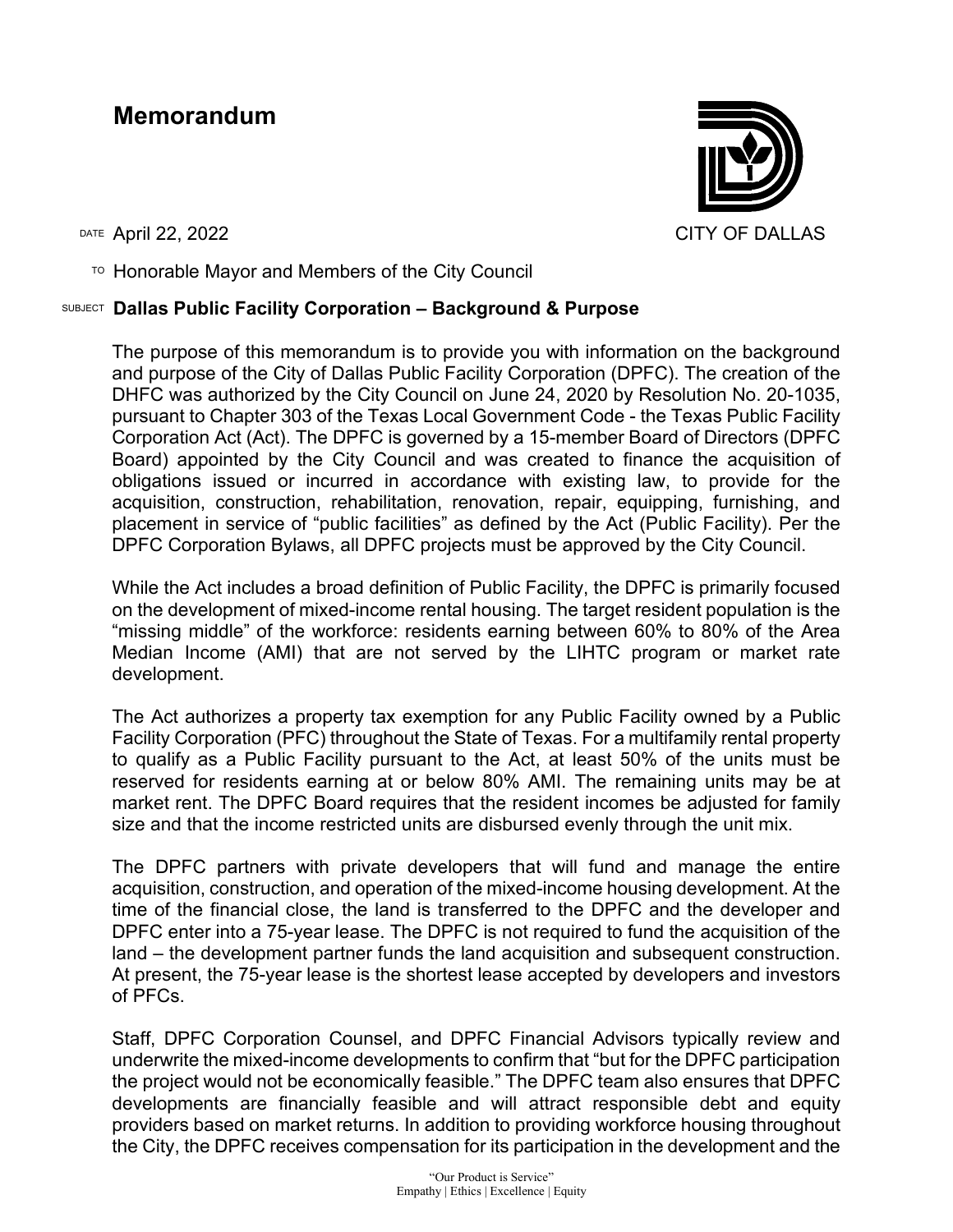# Memorandum

CITY OF DALLAS

DATE April 22, 2022

TO Honorable Mayor and Members of the City Council

SUBJECT **Dallas Public Facility Corporation – Background & Purpose**

The purpose of this memorandum is to provide you with information on the background and purpose of the City of Dallas Public Facility Corporation (DPFC). The creation of the DHFC was authorized by the City Council on June 24, 2020 by Resolution No. 20-1035, pursuant to Chapter 303 of the Texas Local Government Code - the Texas Public Facility Corporation Act (Act). The DPFC is governed by a 15-member Board of Directors (DPFC Board) appointed by the City Council and was created to finance the acquisition of obligations issued or incurred in accordance with existing law, to provide for the acquisition, construction, rehabilitation, renovation, repair, equipping, furnishing, and placement in service of "public facilities" as defined by the Act (Public Facility). Per the DPFC Corporation Bylaws, all DPFC projects must be approved by the City Council.

While the Act includes a broad definition of Public Facility, the DPFC is primarily focused on the development of mixed-income rental housing. The target resident population is the "missing middle" of the workforce: residents earning between 60% to 80% of the Area Median Income (AMI) that are not served by the LIHTC program or market rate development.

The Act authorizes a property tax exemption for any Public Facility owned by a Public Facility Corporation (PFC) throughout the State of Texas. For a multifamily rental property to qualify as a Public Facility pursuant to the Act, at least 50% of the units must be reserved for residents earning at or below 80% AMI. The remaining units may be at market rent. The DPFC Board requires that the resident incomes be adjusted for family size and that the income restricted units are disbursed evenly through the unit mix.

The DPFC partners with private developers that will fund and manage the entire acquisition, construction, and operation of the mixed-income housing development. At the time of the financial close, the land is transferred to the DPFC and the developer and DPFC enter into a 75-year lease. The DPFC is not required to fund the acquisition of the land – the development partner funds the land acquisition and subsequent construction. At present, the 75-year lease is the shortest lease accepted by developers and investors of PFCs.

Staff, DPFC Corporation Counsel, and DPFC Financial Advisors typically review and underwrite the mixed-income developments to confirm that "but for the DPFC participation the project would not be economically feasible." The DPFC team also ensures that DPFC developments are financially feasible and will attract responsible debt and equity providers based on market returns. In addition to providing workforce housing throughout the City, the DPFC receives compensation for its participation in the development and the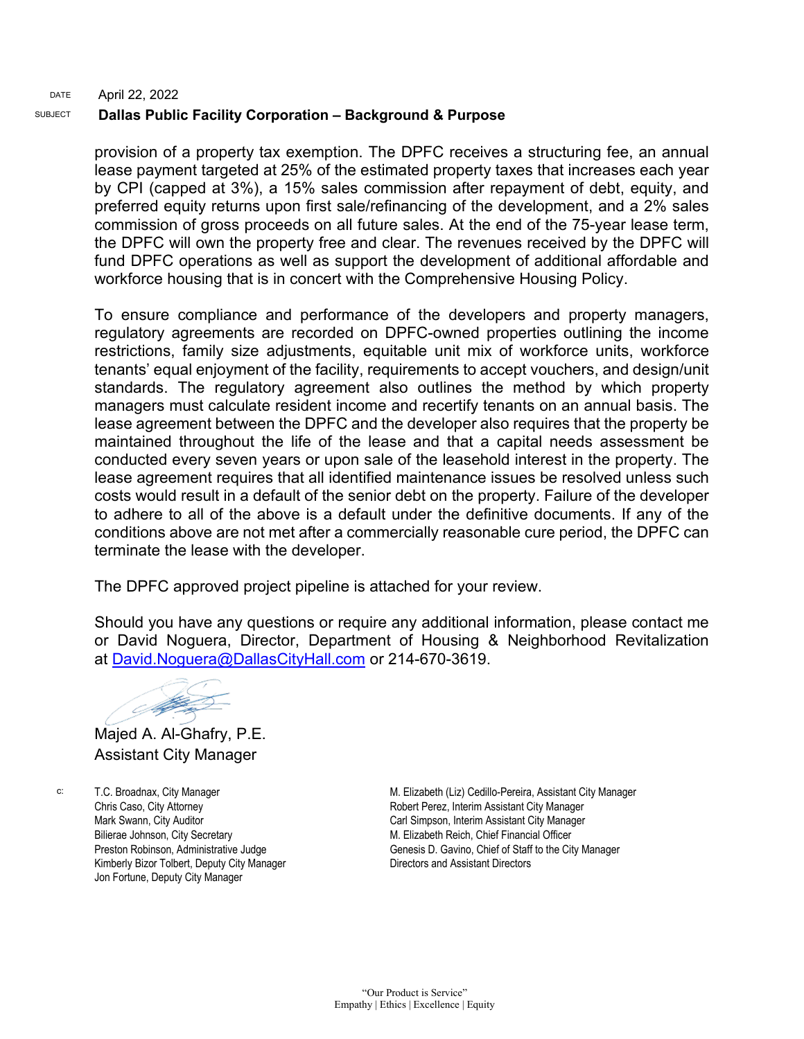DATE April 22, 2022

SUBJECT **Dallas Public Facility Corporation – Background & Purpose**

provision of a property tax exemption. The DPFC receives a structuring fee, an annual lease payment targeted at 25% of the estimated property taxes that increases each year by CPI (capped at 3%), a 15% sales commission after repayment of debt, equity, and preferred equity returns upon first sale/refinancing of the development, and a 2% sales commission of gross proceeds on all future sales. At the end of the 75-year lease term, the DPFC will own the property free and clear. The revenues received by the DPFC will fund DPFC operations as well as support the development of additional affordable and workforce housing that is in concert with the Comprehensive Housing Policy.

To ensure compliance and performance of the developers and property managers, regulatory agreements are recorded on DPFC-owned properties outlining the income restrictions, family size adjustments, equitable unit mix of workforce units, workforce tenants' equal enjoyment of the facility, requirements to accept vouchers, and design/unit standards. The regulatory agreement also outlines the method by which property managers must calculate resident income and recertify tenants on an annual basis. The lease agreement between the DPFC and the developer also requires that the property be maintained throughout the life of the lease and that a capital needs assessment be conducted every seven years or upon sale of the leasehold interest in the property. The lease agreement requires that all identified maintenance issues be resolved unless such costs would result in a default of the senior debt on the property. Failure of the developer to adhere to all of the above is a default under the definitive documents. If any of the conditions above are not met after a commercially reasonable cure period, the DPFC can terminate the lease with the developer.

The DPFC approved project pipeline is attached for your review.

Should you have any questions or require any additional information, please contact me or David Noguera, Director, Department of Housing & Neighborhood Revitalization at David.Noguera@DallasCityHall.com or 214-670-3619.

Majed A. Al-Ghafry, P.E.
Assistant City Manager

c:
T.C. Broadnax, City Manager
Chris Caso, City Attorney
Mark Swann, City Auditor
Bilierae Johnson, City Secretary
Preston Robinson, Administrative Judge
Kimberly Bizor Tolbert, Deputy City Manager
Jon Fortune, Deputy City Manager
M. Elizabeth (Liz) Cedillo-Pereira, Assistant City Manager
Robert Perez, Interim Assistant City Manager
Carl Simpson, Interim Assistant City Manager
M. Elizabeth Reich, Chief Financial Officer
Genesis D. Gavino, Chief of Staff to the City Manager
Directors and Assistant Directors

"Our Product is Service"
Empathy | Ethics | Excellence | Equity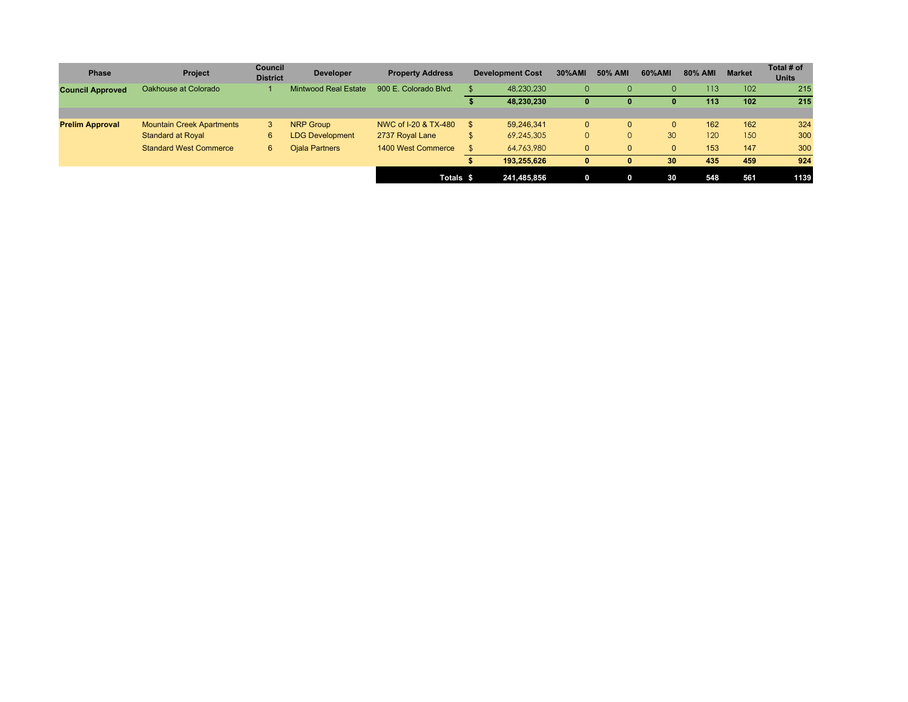| Phase | Project | Council District | Developer | Property Address | Development Cost | 30%AMI | 50% AMI | 60%AMI | 80% AMI | Market | Total # of Units |
|---|---|---|---|---|---|---|---|---|---|---|---|
| **Council Approved** | Oakhouse at Colorado | 1 | Mintwood Real Estate | 900 E. Colorado Blvd. | $ 48,230,230 | 0 | 0 | 0 | 113 | 102 | 215 |
| | | | | | **$ 48,230,230** | **0** | **0** | **0** | **113** | **102** | **215** |
| | | | | | | | | | | | |
| **Prelim Approval** | Mountain Creek Apartments | 3 | NRP Group | NWC of I-20 & TX-480 | $ 59,246,341 | 0 | 0 | 0 | 162 | 162 | 324 |
| | Standard at Royal | 6 | LDG Development | 2737 Royal Lane | $ 69,245,305 | 0 | 0 | 30 | 120 | 150 | 300 |
| | Standard West Commerce | 6 | Ojala Partners | 1400 West Commerce | $ 64,763,980 | 0 | 0 | 0 | 153 | 147 | 300 |
| | | | | | **$ 193,255,626** | **0** | **0** | **30** | **435** | **459** | **924** |
| | | | | **Totals** | **$ 241,485,856** | **0** | **0** | **30** | **548** | **561** | **1139** |